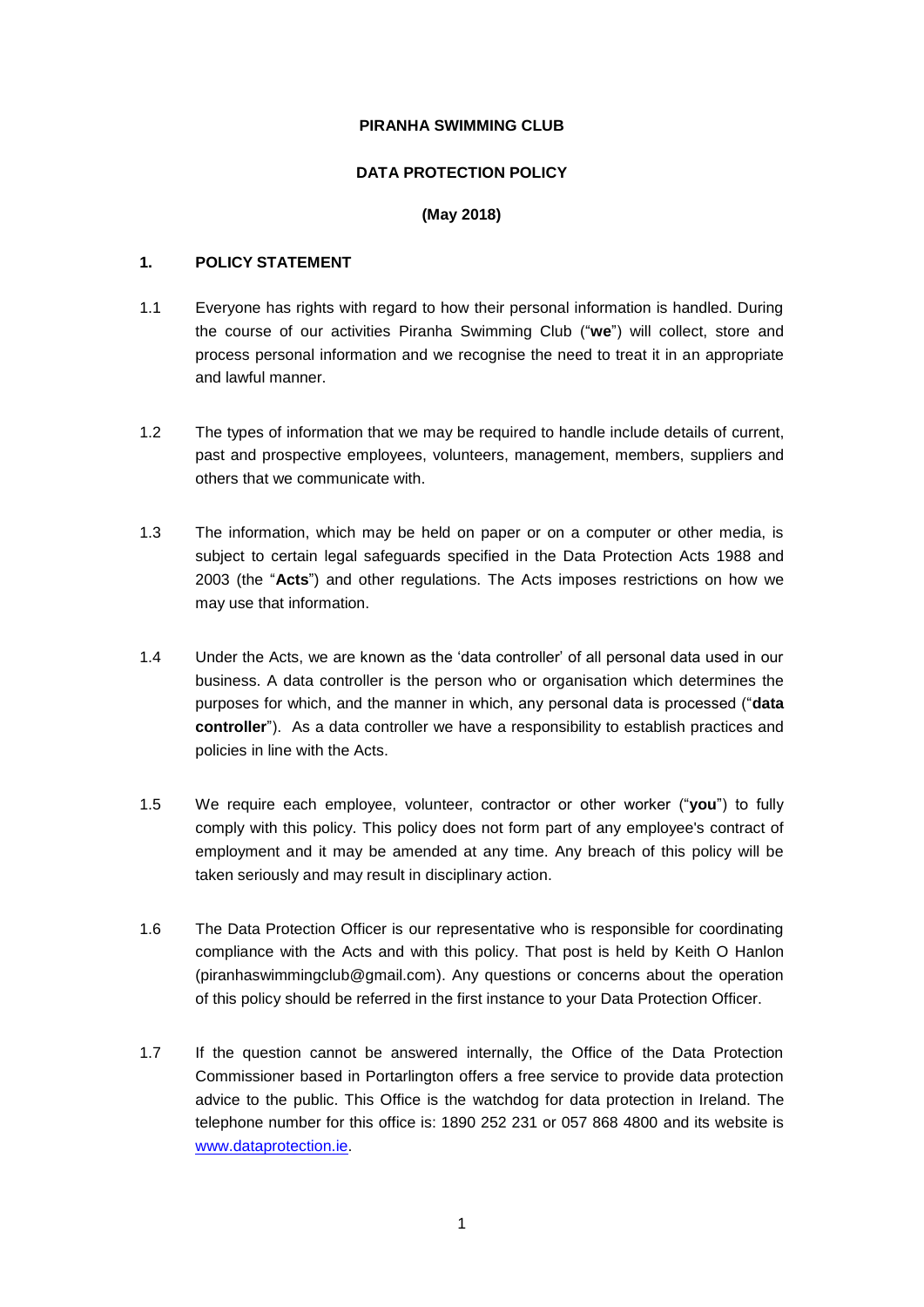**PIRANHA SWIMMING CLUB**

**DATA PROTECTION POLICY**

**(May 2018)**

## 1. POLICY STATEMENT

1.1 Everyone has rights with regard to how their personal information is handled. During the course of our activities Piranha Swimming Club ("**we**") will collect, store and process personal information and we recognise the need to treat it in an appropriate and lawful manner.

1.2 The types of information that we may be required to handle include details of current, past and prospective employees, volunteers, management, members, suppliers and others that we communicate with.

1.3 The information, which may be held on paper or on a computer or other media, is subject to certain legal safeguards specified in the Data Protection Acts 1988 and 2003 (the "**Acts**") and other regulations. The Acts imposes restrictions on how we may use that information.

1.4 Under the Acts, we are known as the 'data controller' of all personal data used in our business. A data controller is the person who or organisation which determines the purposes for which, and the manner in which, any personal data is processed ("**data controller**"). As a data controller we have a responsibility to establish practices and policies in line with the Acts.

1.5 We require each employee, volunteer, contractor or other worker ("**you**") to fully comply with this policy. This policy does not form part of any employee's contract of employment and it may be amended at any time. Any breach of this policy will be taken seriously and may result in disciplinary action.

1.6 The Data Protection Officer is our representative who is responsible for coordinating compliance with the Acts and with this policy. That post is held by Keith O Hanlon (piranhaswimmingclub@gmail.com). Any questions or concerns about the operation of this policy should be referred in the first instance to your Data Protection Officer.

1.7 If the question cannot be answered internally, the Office of the Data Protection Commissioner based in Portarlington offers a free service to provide data protection advice to the public. This Office is the watchdog for data protection in Ireland. The telephone number for this office is: 1890 252 231 or 057 868 4800 and its website is [www.dataprotection.ie](http://www.dataprotection.ie).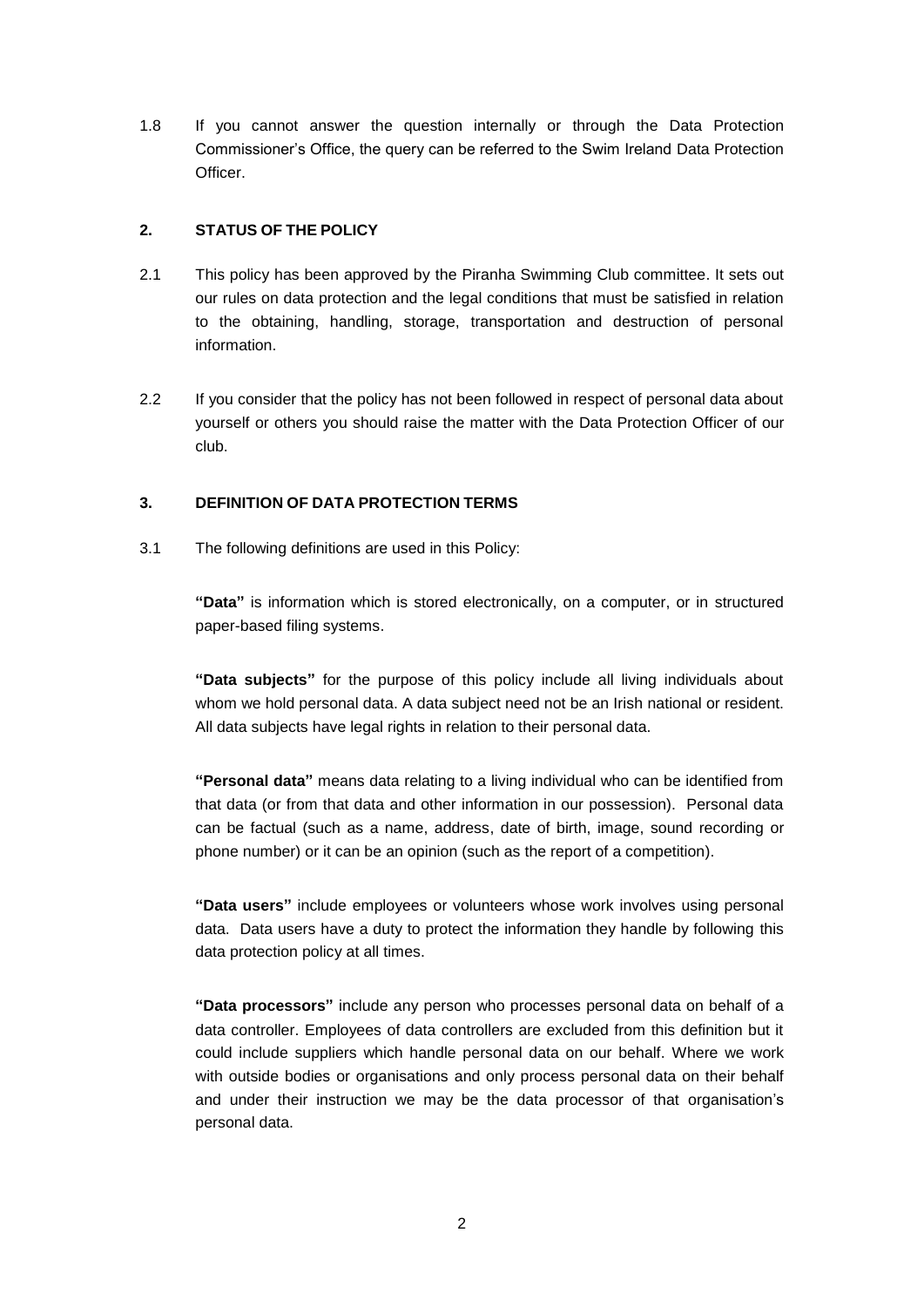1.8 If you cannot answer the question internally or through the Data Protection Commissioner's Office, the query can be referred to the Swim Ireland Data Protection Officer.

## 2. STATUS OF THE POLICY

2.1 This policy has been approved by the Piranha Swimming Club committee. It sets out our rules on data protection and the legal conditions that must be satisfied in relation to the obtaining, handling, storage, transportation and destruction of personal information.

2.2 If you consider that the policy has not been followed in respect of personal data about yourself or others you should raise the matter with the Data Protection Officer of our club.

## 3. DEFINITION OF DATA PROTECTION TERMS

3.1 The following definitions are used in this Policy:

**"Data"** is information which is stored electronically, on a computer, or in structured paper-based filing systems.

**"Data subjects"** for the purpose of this policy include all living individuals about whom we hold personal data. A data subject need not be an Irish national or resident. All data subjects have legal rights in relation to their personal data.

**"Personal data"** means data relating to a living individual who can be identified from that data (or from that data and other information in our possession). Personal data can be factual (such as a name, address, date of birth, image, sound recording or phone number) or it can be an opinion (such as the report of a competition).

**"Data users"** include employees or volunteers whose work involves using personal data. Data users have a duty to protect the information they handle by following this data protection policy at all times.

**"Data processors"** include any person who processes personal data on behalf of a data controller. Employees of data controllers are excluded from this definition but it could include suppliers which handle personal data on our behalf. Where we work with outside bodies or organisations and only process personal data on their behalf and under their instruction we may be the data processor of that organisation's personal data.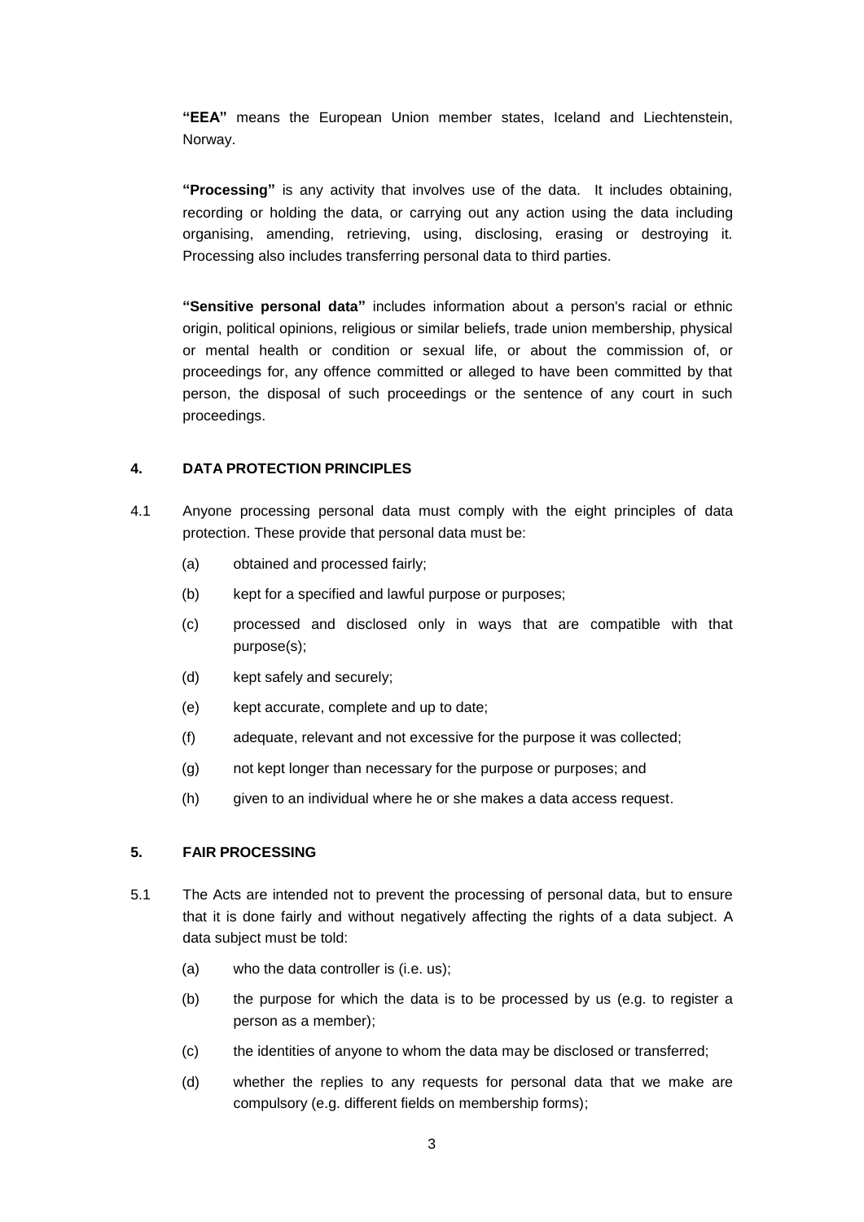**"EEA"** means the European Union member states, Iceland and Liechtenstein, Norway.

**"Processing"** is any activity that involves use of the data. It includes obtaining, recording or holding the data, or carrying out any action using the data including organising, amending, retrieving, using, disclosing, erasing or destroying it. Processing also includes transferring personal data to third parties.

**"Sensitive personal data"** includes information about a person's racial or ethnic origin, political opinions, religious or similar beliefs, trade union membership, physical or mental health or condition or sexual life, or about the commission of, or proceedings for, any offence committed or alleged to have been committed by that person, the disposal of such proceedings or the sentence of any court in such proceedings.

## 4. DATA PROTECTION PRINCIPLES

4.1 Anyone processing personal data must comply with the eight principles of data protection. These provide that personal data must be:

- (a) obtained and processed fairly;
- (b) kept for a specified and lawful purpose or purposes;
- (c) processed and disclosed only in ways that are compatible with that purpose(s);
- (d) kept safely and securely;
- (e) kept accurate, complete and up to date;
- (f) adequate, relevant and not excessive for the purpose it was collected;
- (g) not kept longer than necessary for the purpose or purposes; and
- (h) given to an individual where he or she makes a data access request.

## 5. FAIR PROCESSING

5.1 The Acts are intended not to prevent the processing of personal data, but to ensure that it is done fairly and without negatively affecting the rights of a data subject. A data subject must be told:

- (a) who the data controller is (i.e. us);
- (b) the purpose for which the data is to be processed by us (e.g. to register a person as a member);
- (c) the identities of anyone to whom the data may be disclosed or transferred;
- (d) whether the replies to any requests for personal data that we make are compulsory (e.g. different fields on membership forms);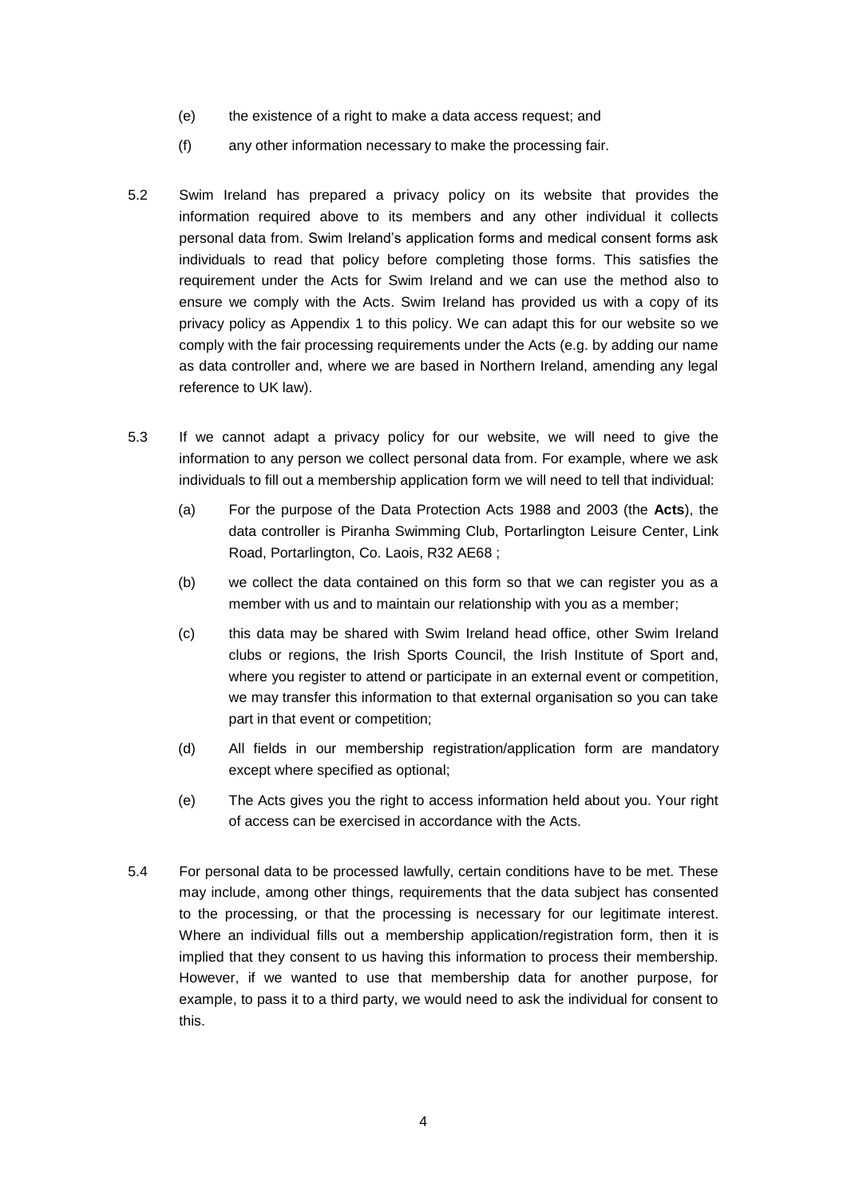(e) the existence of a right to make a data access request; and

(f) any other information necessary to make the processing fair.

5.2 Swim Ireland has prepared a privacy policy on its website that provides the information required above to its members and any other individual it collects personal data from. Swim Ireland's application forms and medical consent forms ask individuals to read that policy before completing those forms. This satisfies the requirement under the Acts for Swim Ireland and we can use the method also to ensure we comply with the Acts. Swim Ireland has provided us with a copy of its privacy policy as Appendix 1 to this policy. We can adapt this for our website so we comply with the fair processing requirements under the Acts (e.g. by adding our name as data controller and, where we are based in Northern Ireland, amending any legal reference to UK law).

5.3 If we cannot adapt a privacy policy for our website, we will need to give the information to any person we collect personal data from. For example, where we ask individuals to fill out a membership application form we will need to tell that individual:

(a) For the purpose of the Data Protection Acts 1988 and 2003 (the **Acts**), the data controller is Piranha Swimming Club, Portarlington Leisure Center, Link Road, Portarlington, Co. Laois, R32 AE68 ;

(b) we collect the data contained on this form so that we can register you as a member with us and to maintain our relationship with you as a member;

(c) this data may be shared with Swim Ireland head office, other Swim Ireland clubs or regions, the Irish Sports Council, the Irish Institute of Sport and, where you register to attend or participate in an external event or competition, we may transfer this information to that external organisation so you can take part in that event or competition;

(d) All fields in our membership registration/application form are mandatory except where specified as optional;

(e) The Acts gives you the right to access information held about you. Your right of access can be exercised in accordance with the Acts.

5.4 For personal data to be processed lawfully, certain conditions have to be met. These may include, among other things, requirements that the data subject has consented to the processing, or that the processing is necessary for our legitimate interest. Where an individual fills out a membership application/registration form, then it is implied that they consent to us having this information to process their membership. However, if we wanted to use that membership data for another purpose, for example, to pass it to a third party, we would need to ask the individual for consent to this.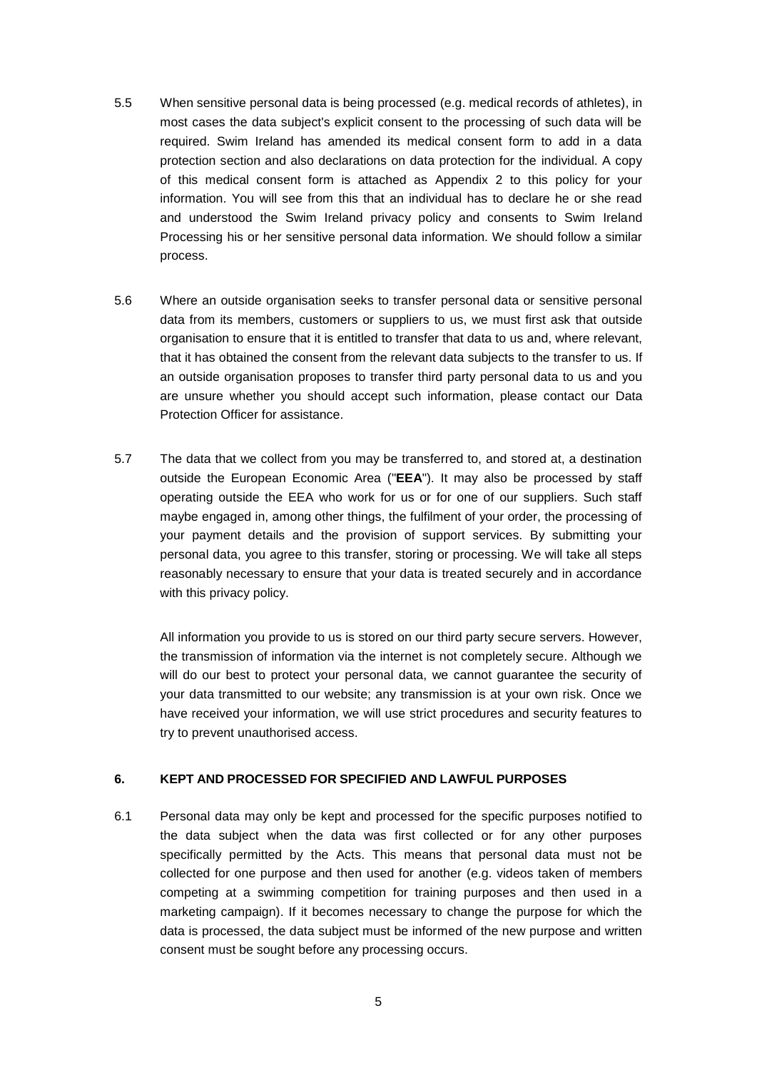5.5 When sensitive personal data is being processed (e.g. medical records of athletes), in most cases the data subject's explicit consent to the processing of such data will be required. Swim Ireland has amended its medical consent form to add in a data protection section and also declarations on data protection for the individual. A copy of this medical consent form is attached as Appendix 2 to this policy for your information. You will see from this that an individual has to declare he or she read and understood the Swim Ireland privacy policy and consents to Swim Ireland Processing his or her sensitive personal data information. We should follow a similar process.

5.6 Where an outside organisation seeks to transfer personal data or sensitive personal data from its members, customers or suppliers to us, we must first ask that outside organisation to ensure that it is entitled to transfer that data to us and, where relevant, that it has obtained the consent from the relevant data subjects to the transfer to us. If an outside organisation proposes to transfer third party personal data to us and you are unsure whether you should accept such information, please contact our Data Protection Officer for assistance.

5.7 The data that we collect from you may be transferred to, and stored at, a destination outside the European Economic Area ("**EEA**"). It may also be processed by staff operating outside the EEA who work for us or for one of our suppliers. Such staff maybe engaged in, among other things, the fulfilment of your order, the processing of your payment details and the provision of support services. By submitting your personal data, you agree to this transfer, storing or processing. We will take all steps reasonably necessary to ensure that your data is treated securely and in accordance with this privacy policy.

All information you provide to us is stored on our third party secure servers. However, the transmission of information via the internet is not completely secure. Although we will do our best to protect your personal data, we cannot guarantee the security of your data transmitted to our website; any transmission is at your own risk. Once we have received your information, we will use strict procedures and security features to try to prevent unauthorised access.

## 6. KEPT AND PROCESSED FOR SPECIFIED AND LAWFUL PURPOSES

6.1 Personal data may only be kept and processed for the specific purposes notified to the data subject when the data was first collected or for any other purposes specifically permitted by the Acts. This means that personal data must not be collected for one purpose and then used for another (e.g. videos taken of members competing at a swimming competition for training purposes and then used in a marketing campaign). If it becomes necessary to change the purpose for which the data is processed, the data subject must be informed of the new purpose and written consent must be sought before any processing occurs.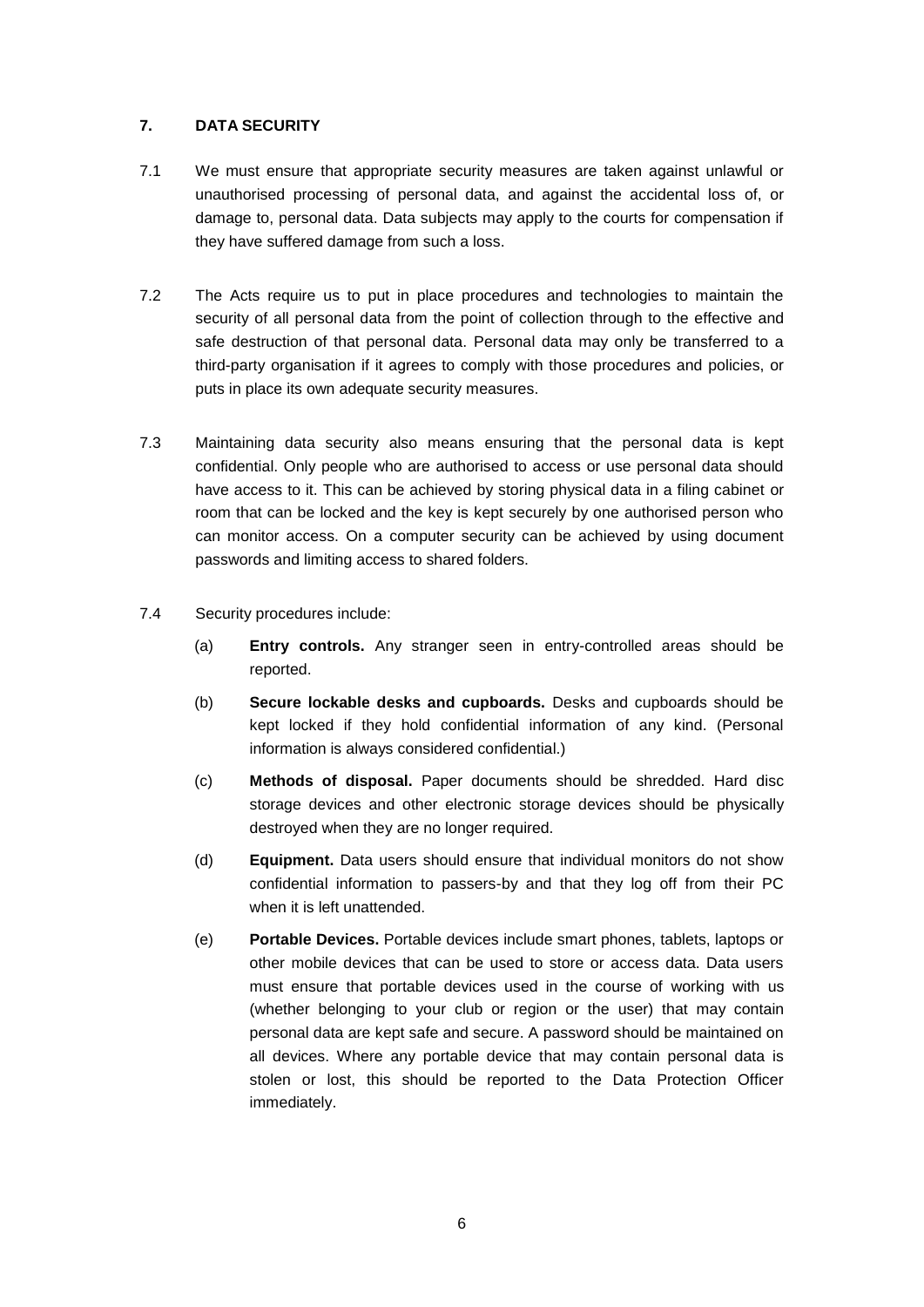## 7. DATA SECURITY

7.1 We must ensure that appropriate security measures are taken against unlawful or unauthorised processing of personal data, and against the accidental loss of, or damage to, personal data. Data subjects may apply to the courts for compensation if they have suffered damage from such a loss.

7.2 The Acts require us to put in place procedures and technologies to maintain the security of all personal data from the point of collection through to the effective and safe destruction of that personal data. Personal data may only be transferred to a third-party organisation if it agrees to comply with those procedures and policies, or puts in place its own adequate security measures.

7.3 Maintaining data security also means ensuring that the personal data is kept confidential. Only people who are authorised to access or use personal data should have access to it. This can be achieved by storing physical data in a filing cabinet or room that can be locked and the key is kept securely by one authorised person who can monitor access. On a computer security can be achieved by using document passwords and limiting access to shared folders.

7.4 Security procedures include:

(a) **Entry controls.** Any stranger seen in entry-controlled areas should be reported.

(b) **Secure lockable desks and cupboards.** Desks and cupboards should be kept locked if they hold confidential information of any kind. (Personal information is always considered confidential.)

(c) **Methods of disposal.** Paper documents should be shredded. Hard disc storage devices and other electronic storage devices should be physically destroyed when they are no longer required.

(d) **Equipment.** Data users should ensure that individual monitors do not show confidential information to passers-by and that they log off from their PC when it is left unattended.

(e) **Portable Devices.** Portable devices include smart phones, tablets, laptops or other mobile devices that can be used to store or access data. Data users must ensure that portable devices used in the course of working with us (whether belonging to your club or region or the user) that may contain personal data are kept safe and secure. A password should be maintained on all devices. Where any portable device that may contain personal data is stolen or lost, this should be reported to the Data Protection Officer immediately.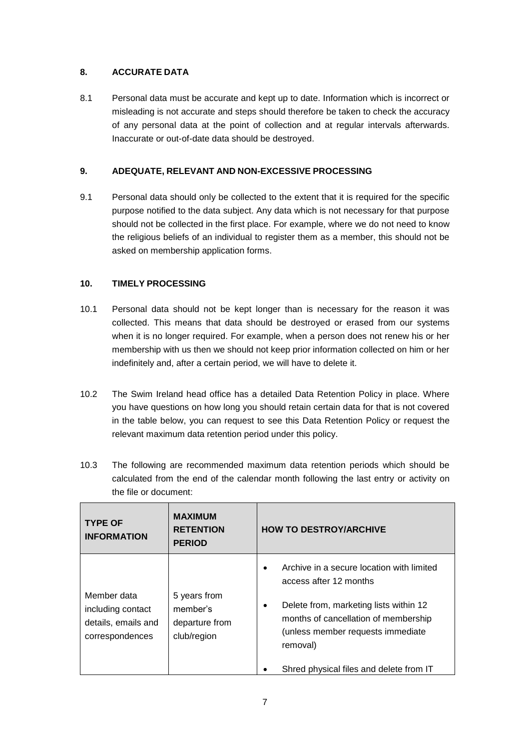## 8. ACCURATE DATA

8.1 Personal data must be accurate and kept up to date. Information which is incorrect or misleading is not accurate and steps should therefore be taken to check the accuracy of any personal data at the point of collection and at regular intervals afterwards. Inaccurate or out-of-date data should be destroyed.

## 9. ADEQUATE, RELEVANT AND NON-EXCESSIVE PROCESSING

9.1 Personal data should only be collected to the extent that it is required for the specific purpose notified to the data subject. Any data which is not necessary for that purpose should not be collected in the first place. For example, where we do not need to know the religious beliefs of an individual to register them as a member, this should not be asked on membership application forms.

## 10. TIMELY PROCESSING

10.1 Personal data should not be kept longer than is necessary for the reason it was collected. This means that data should be destroyed or erased from our systems when it is no longer required. For example, when a person does not renew his or her membership with us then we should not keep prior information collected on him or her indefinitely and, after a certain period, we will have to delete it.

10.2 The Swim Ireland head office has a detailed Data Retention Policy in place. Where you have questions on how long you should retain certain data for that is not covered in the table below, you can request to see this Data Retention Policy or request the relevant maximum data retention period under this policy.

10.3 The following are recommended maximum data retention periods which should be calculated from the end of the calendar month following the last entry or activity on the file or document:

| TYPE OF INFORMATION | MAXIMUM RETENTION PERIOD | HOW TO DESTROY/ARCHIVE |
|---|---|---|
| Member data including contact details, emails and correspondences | 5 years from member's departure from club/region | • Archive in a secure location with limited access after 12 months<br>• Delete from, marketing lists within 12 months of cancellation of membership (unless member requests immediate removal)<br>• Shred physical files and delete from IT |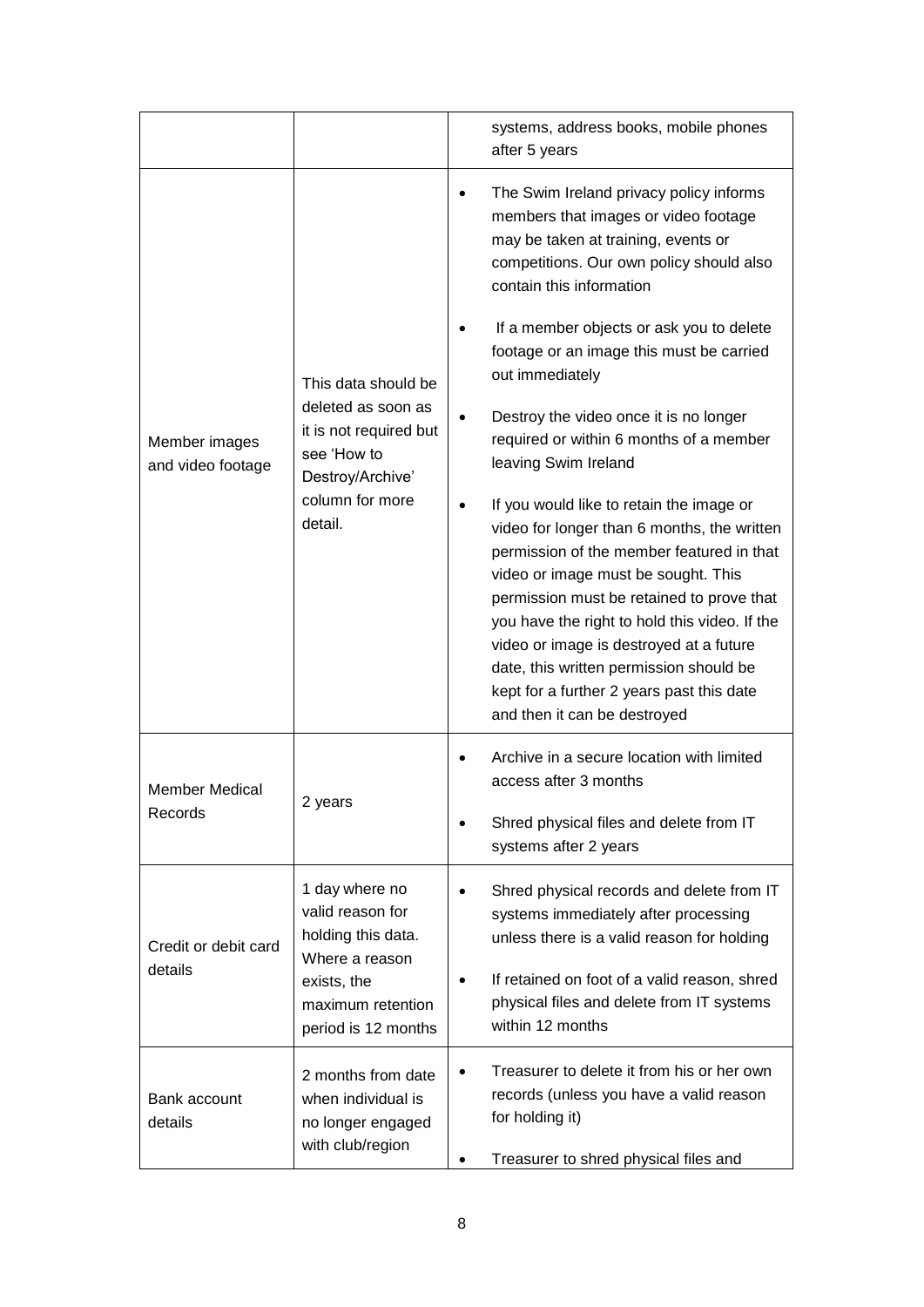| | | |
|---|---|---|
| | | systems, address books, mobile phones after 5 years |
| Member images and video footage | This data should be deleted as soon as it is not required but see 'How to Destroy/Archive' column for more detail. | • The Swim Ireland privacy policy informs members that images or video footage may be taken at training, events or competitions. Our own policy should also contain this information<br>• If a member objects or ask you to delete footage or an image this must be carried out immediately<br>• Destroy the video once it is no longer required or within 6 months of a member leaving Swim Ireland<br>• If you would like to retain the image or video for longer than 6 months, the written permission of the member featured in that video or image must be sought. This permission must be retained to prove that you have the right to hold this video. If the video or image is destroyed at a future date, this written permission should be kept for a further 2 years past this date and then it can be destroyed |
| Member Medical Records | 2 years | • Archive in a secure location with limited access after 3 months<br>• Shred physical files and delete from IT systems after 2 years |
| Credit or debit card details | 1 day where no valid reason for holding this data. Where a reason exists, the maximum retention period is 12 months | • Shred physical records and delete from IT systems immediately after processing unless there is a valid reason for holding<br>• If retained on foot of a valid reason, shred physical files and delete from IT systems within 12 months |
| Bank account details | 2 months from date when individual is no longer engaged with club/region | • Treasurer to delete it from his or her own records (unless you have a valid reason for holding it)<br>• Treasurer to shred physical files and |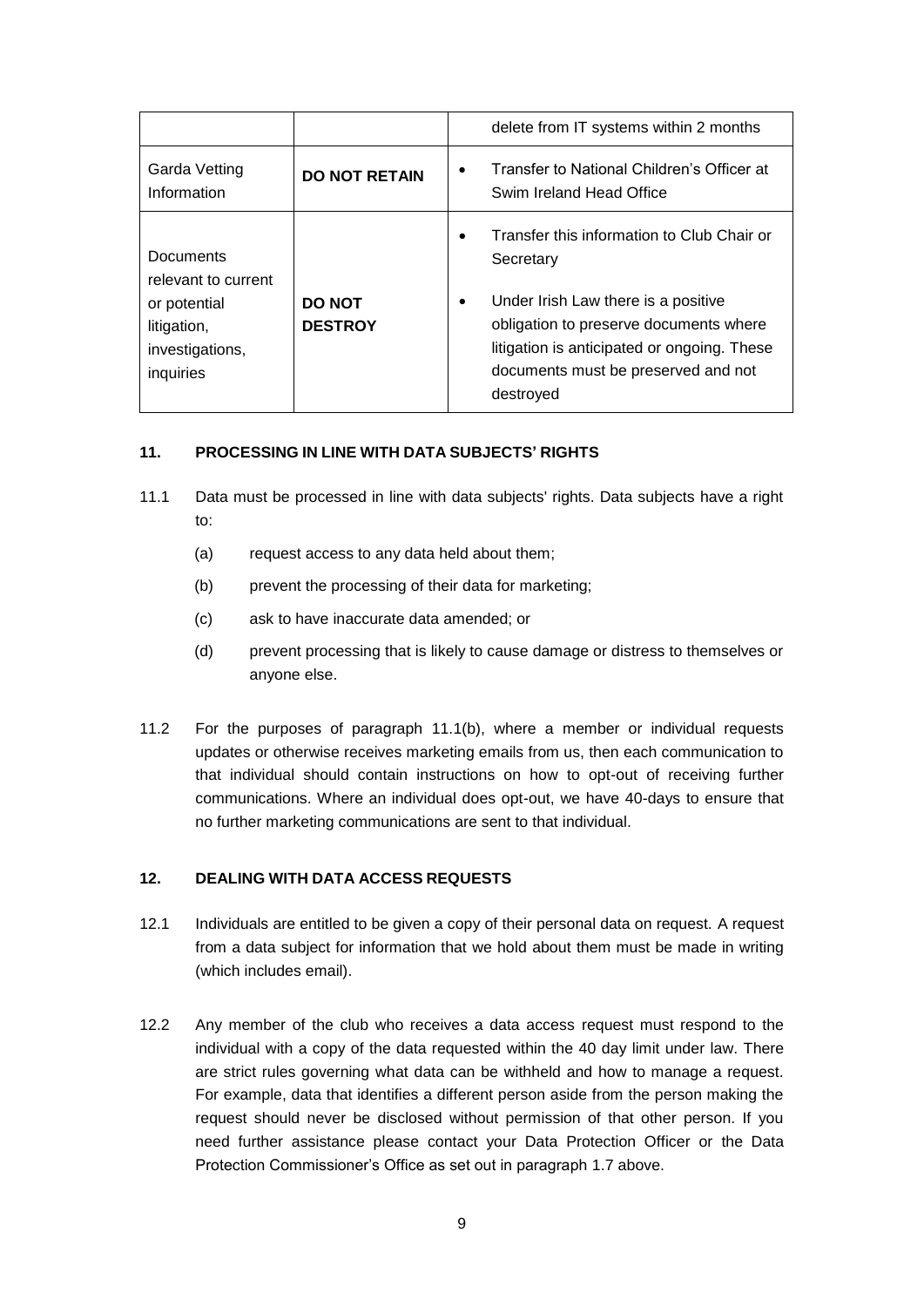|  |  | delete from IT systems within 2 months |
| --- | --- | --- |
| Garda Vetting Information | **DO NOT RETAIN** | • Transfer to National Children's Officer at Swim Ireland Head Office |
| Documents relevant to current or potential litigation, investigations, inquiries | **DO NOT DESTROY** | • Transfer this information to Club Chair or Secretary<br>• Under Irish Law there is a positive obligation to preserve documents where litigation is anticipated or ongoing. These documents must be preserved and not destroyed |

## 11. PROCESSING IN LINE WITH DATA SUBJECTS' RIGHTS

11.1 Data must be processed in line with data subjects' rights. Data subjects have a right to:

(a) request access to any data held about them;

(b) prevent the processing of their data for marketing;

(c) ask to have inaccurate data amended; or

(d) prevent processing that is likely to cause damage or distress to themselves or anyone else.

11.2 For the purposes of paragraph 11.1(b), where a member or individual requests updates or otherwise receives marketing emails from us, then each communication to that individual should contain instructions on how to opt-out of receiving further communications. Where an individual does opt-out, we have 40-days to ensure that no further marketing communications are sent to that individual.

## 12. DEALING WITH DATA ACCESS REQUESTS

12.1 Individuals are entitled to be given a copy of their personal data on request. A request from a data subject for information that we hold about them must be made in writing (which includes email).

12.2 Any member of the club who receives a data access request must respond to the individual with a copy of the data requested within the 40 day limit under law. There are strict rules governing what data can be withheld and how to manage a request. For example, data that identifies a different person aside from the person making the request should never be disclosed without permission of that other person. If you need further assistance please contact your Data Protection Officer or the Data Protection Commissioner's Office as set out in paragraph 1.7 above.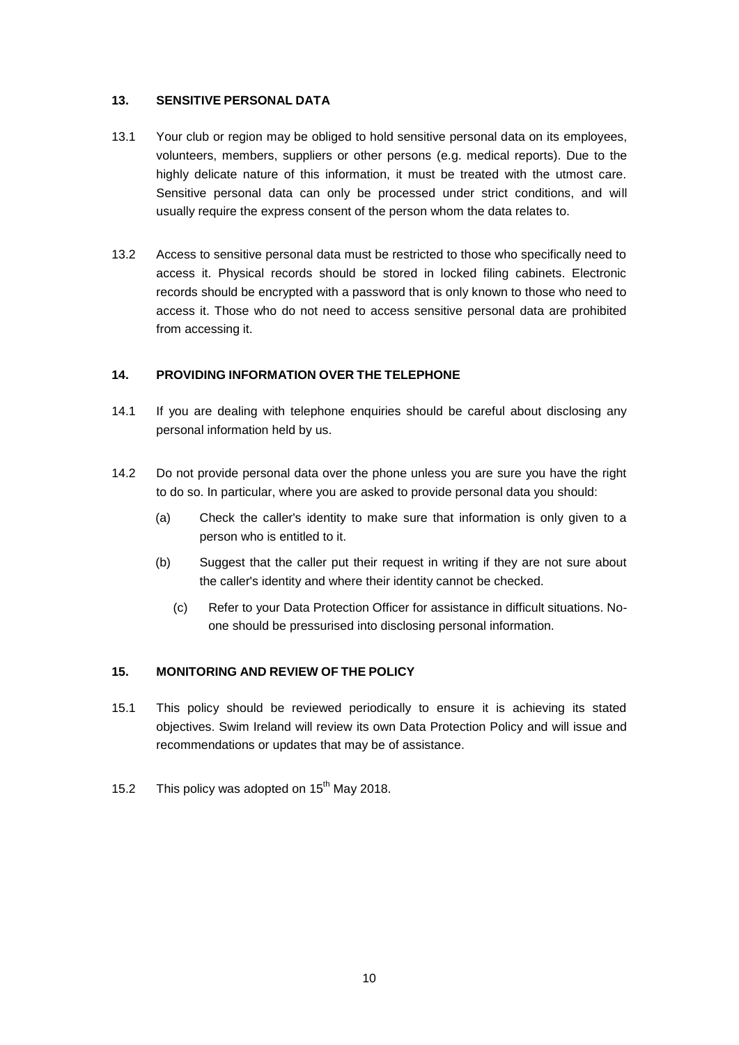## 13. SENSITIVE PERSONAL DATA

13.1 Your club or region may be obliged to hold sensitive personal data on its employees, volunteers, members, suppliers or other persons (e.g. medical reports). Due to the highly delicate nature of this information, it must be treated with the utmost care. Sensitive personal data can only be processed under strict conditions, and will usually require the express consent of the person whom the data relates to.

13.2 Access to sensitive personal data must be restricted to those who specifically need to access it. Physical records should be stored in locked filing cabinets. Electronic records should be encrypted with a password that is only known to those who need to access it. Those who do not need to access sensitive personal data are prohibited from accessing it.

## 14. PROVIDING INFORMATION OVER THE TELEPHONE

14.1 If you are dealing with telephone enquiries should be careful about disclosing any personal information held by us.

14.2 Do not provide personal data over the phone unless you are sure you have the right to do so. In particular, where you are asked to provide personal data you should:

(a) Check the caller's identity to make sure that information is only given to a person who is entitled to it.

(b) Suggest that the caller put their request in writing if they are not sure about the caller's identity and where their identity cannot be checked.

(c) Refer to your Data Protection Officer for assistance in difficult situations. No-one should be pressurised into disclosing personal information.

## 15. MONITORING AND REVIEW OF THE POLICY

15.1 This policy should be reviewed periodically to ensure it is achieving its stated objectives. Swim Ireland will review its own Data Protection Policy and will issue and recommendations or updates that may be of assistance.

15.2 This policy was adopted on 15th May 2018.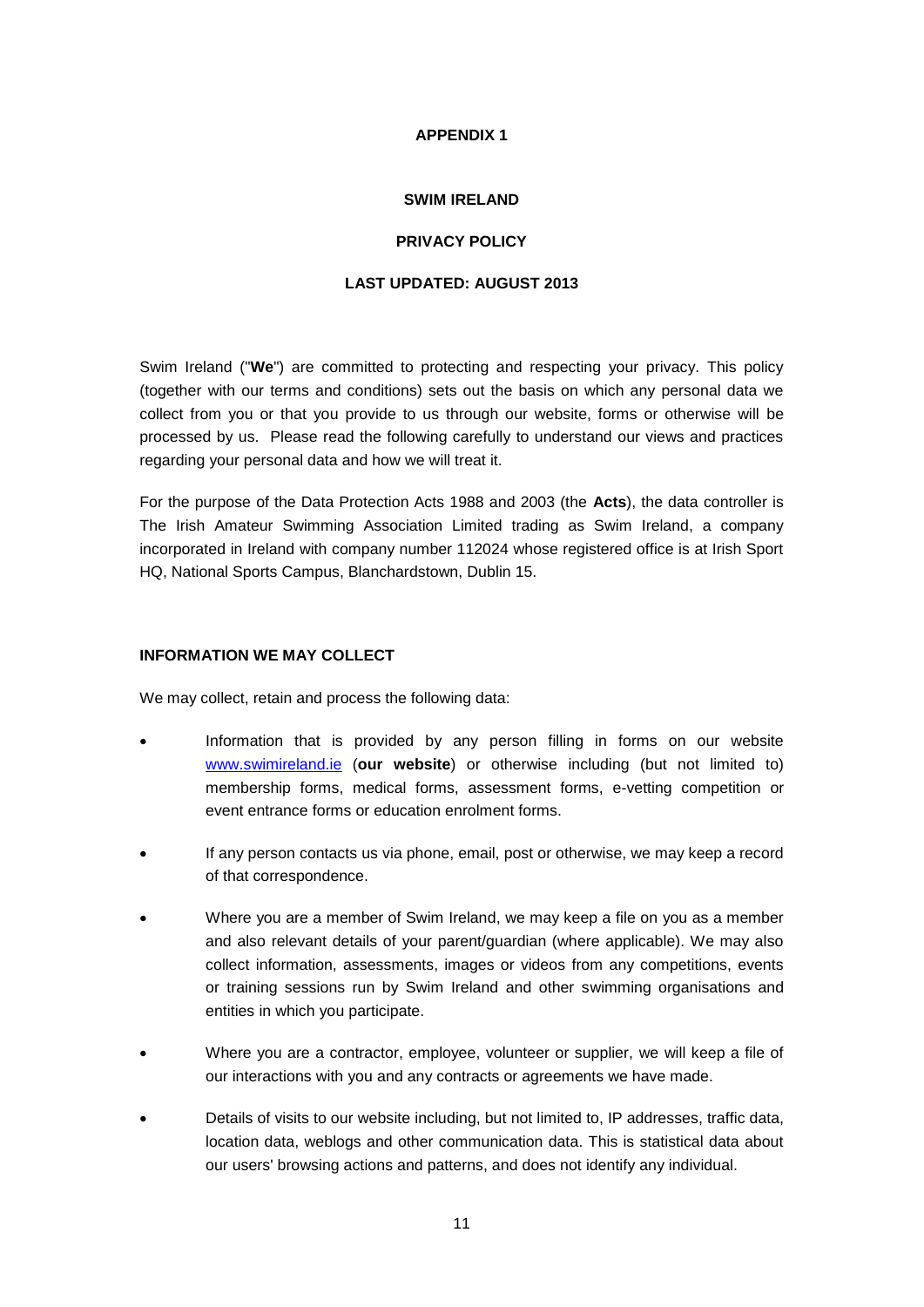# APPENDIX 1

## SWIM IRELAND

## PRIVACY POLICY

### LAST UPDATED: AUGUST 2013

Swim Ireland ("**We**") are committed to protecting and respecting your privacy. This policy (together with our terms and conditions) sets out the basis on which any personal data we collect from you or that you provide to us through our website, forms or otherwise will be processed by us. Please read the following carefully to understand our views and practices regarding your personal data and how we will treat it.

For the purpose of the Data Protection Acts 1988 and 2003 (the **Acts**), the data controller is The Irish Amateur Swimming Association Limited trading as Swim Ireland, a company incorporated in Ireland with company number 112024 whose registered office is at Irish Sport HQ, National Sports Campus, Blanchardstown, Dublin 15.

### INFORMATION WE MAY COLLECT

We may collect, retain and process the following data:

- Information that is provided by any person filling in forms on our website [www.swimireland.ie](http://www.swimireland.ie) (**our website**) or otherwise including (but not limited to) membership forms, medical forms, assessment forms, e-vetting competition or event entrance forms or education enrolment forms.
- If any person contacts us via phone, email, post or otherwise, we may keep a record of that correspondence.
- Where you are a member of Swim Ireland, we may keep a file on you as a member and also relevant details of your parent/guardian (where applicable). We may also collect information, assessments, images or videos from any competitions, events or training sessions run by Swim Ireland and other swimming organisations and entities in which you participate.
- Where you are a contractor, employee, volunteer or supplier, we will keep a file of our interactions with you and any contracts or agreements we have made.
- Details of visits to our website including, but not limited to, IP addresses, traffic data, location data, weblogs and other communication data. This is statistical data about our users' browsing actions and patterns, and does not identify any individual.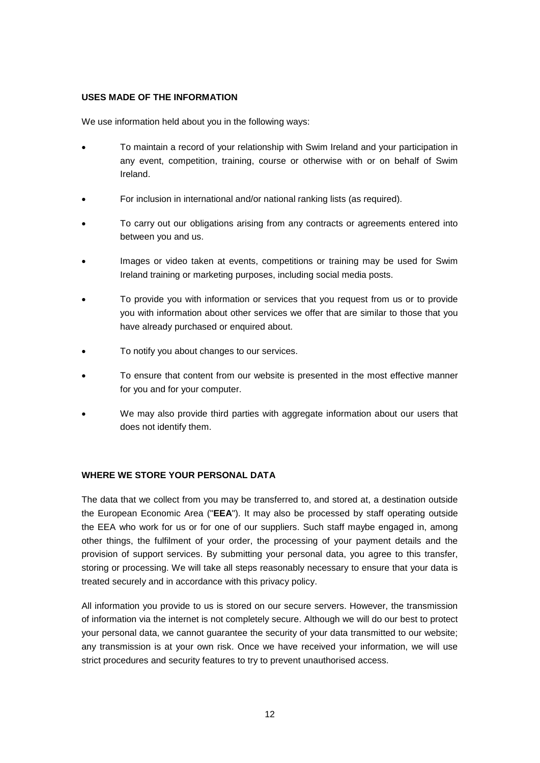**USES MADE OF THE INFORMATION**

We use information held about you in the following ways:

- To maintain a record of your relationship with Swim Ireland and your participation in any event, competition, training, course or otherwise with or on behalf of Swim Ireland.
- For inclusion in international and/or national ranking lists (as required).
- To carry out our obligations arising from any contracts or agreements entered into between you and us.
- Images or video taken at events, competitions or training may be used for Swim Ireland training or marketing purposes, including social media posts.
- To provide you with information or services that you request from us or to provide you with information about other services we offer that are similar to those that you have already purchased or enquired about.
- To notify you about changes to our services.
- To ensure that content from our website is presented in the most effective manner for you and for your computer.
- We may also provide third parties with aggregate information about our users that does not identify them.

**WHERE WE STORE YOUR PERSONAL DATA**

The data that we collect from you may be transferred to, and stored at, a destination outside the European Economic Area ("**EEA**"). It may also be processed by staff operating outside the EEA who work for us or for one of our suppliers. Such staff maybe engaged in, among other things, the fulfilment of your order, the processing of your payment details and the provision of support services. By submitting your personal data, you agree to this transfer, storing or processing. We will take all steps reasonably necessary to ensure that your data is treated securely and in accordance with this privacy policy.

All information you provide to us is stored on our secure servers. However, the transmission of information via the internet is not completely secure. Although we will do our best to protect your personal data, we cannot guarantee the security of your data transmitted to our website; any transmission is at your own risk. Once we have received your information, we will use strict procedures and security features to try to prevent unauthorised access.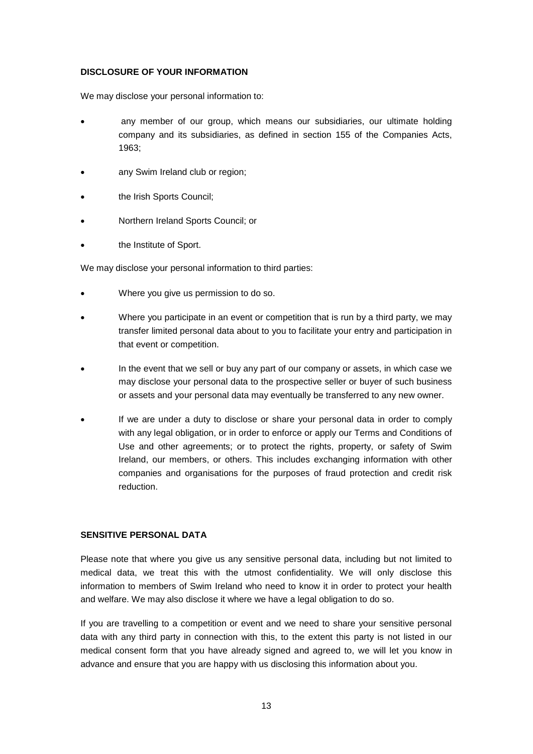## DISCLOSURE OF YOUR INFORMATION

We may disclose your personal information to:

- any member of our group, which means our subsidiaries, our ultimate holding company and its subsidiaries, as defined in section 155 of the Companies Acts, 1963;
- any Swim Ireland club or region;
- the Irish Sports Council;
- Northern Ireland Sports Council; or
- the Institute of Sport.

We may disclose your personal information to third parties:

- Where you give us permission to do so.
- Where you participate in an event or competition that is run by a third party, we may transfer limited personal data about to you to facilitate your entry and participation in that event or competition.
- In the event that we sell or buy any part of our company or assets, in which case we may disclose your personal data to the prospective seller or buyer of such business or assets and your personal data may eventually be transferred to any new owner.
- If we are under a duty to disclose or share your personal data in order to comply with any legal obligation, or in order to enforce or apply our Terms and Conditions of Use and other agreements; or to protect the rights, property, or safety of Swim Ireland, our members, or others. This includes exchanging information with other companies and organisations for the purposes of fraud protection and credit risk reduction.

## SENSITIVE PERSONAL DATA

Please note that where you give us any sensitive personal data, including but not limited to medical data, we treat this with the utmost confidentiality. We will only disclose this information to members of Swim Ireland who need to know it in order to protect your health and welfare. We may also disclose it where we have a legal obligation to do so.

If you are travelling to a competition or event and we need to share your sensitive personal data with any third party in connection with this, to the extent this party is not listed in our medical consent form that you have already signed and agreed to, we will let you know in advance and ensure that you are happy with us disclosing this information about you.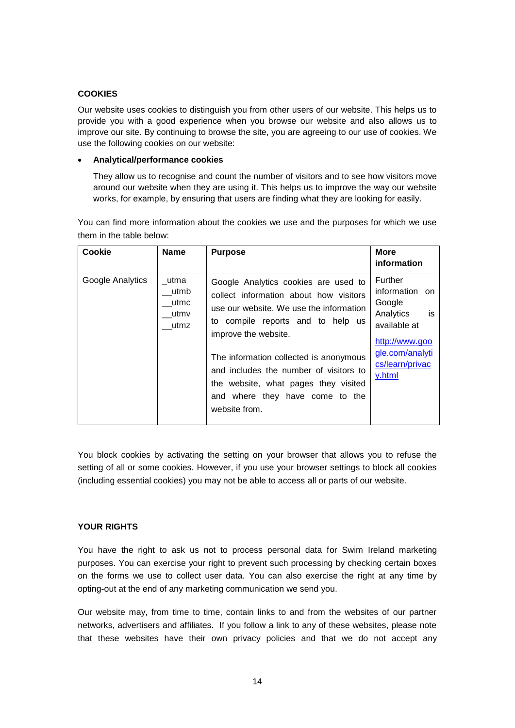**COOKIES**

Our website uses cookies to distinguish you from other users of our website. This helps us to provide you with a good experience when you browse our website and also allows us to improve our site. By continuing to browse the site, you are agreeing to our use of cookies. We use the following cookies on our website:

- **Analytical/performance cookies**

  They allow us to recognise and count the number of visitors and to see how visitors move around our website when they are using it. This helps us to improve the way our website works, for example, by ensuring that users are finding what they are looking for easily.

You can find more information about the cookies we use and the purposes for which we use them in the table below:

| Cookie | Name | Purpose | More information |
|---|---|---|---|
| Google Analytics | _utma<br>__utmb<br>__utmc<br>__utmv<br>__utmz | Google Analytics cookies are used to collect information about how visitors use our website. We use the information to compile reports and to help us improve the website.<br><br>The information collected is anonymous and includes the number of visitors to the website, what pages they visited and where they have come to the website from. | Further information on Google Analytics is available at<br>http://www.google.com/analytics/learn/privacy.html |

You block cookies by activating the setting on your browser that allows you to refuse the setting of all or some cookies. However, if you use your browser settings to block all cookies (including essential cookies) you may not be able to access all or parts of our website.

**YOUR RIGHTS**

You have the right to ask us not to process personal data for Swim Ireland marketing purposes. You can exercise your right to prevent such processing by checking certain boxes on the forms we use to collect user data. You can also exercise the right at any time by opting-out at the end of any marketing communication we send you.

Our website may, from time to time, contain links to and from the websites of our partner networks, advertisers and affiliates. If you follow a link to any of these websites, please note that these websites have their own privacy policies and that we do not accept any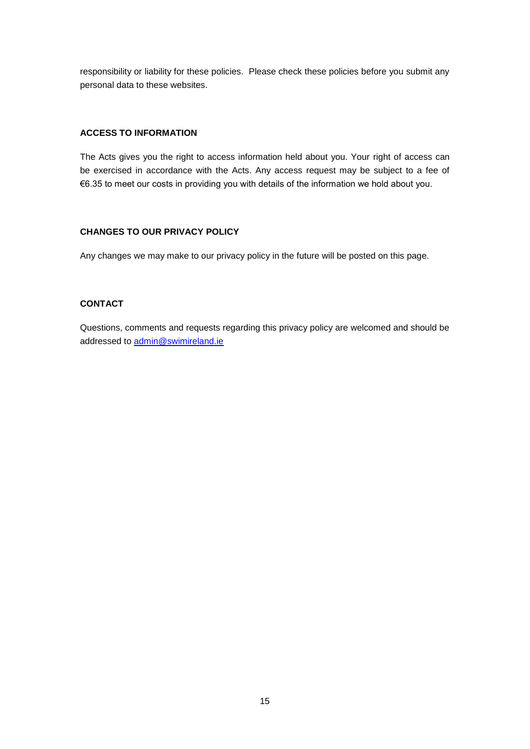responsibility or liability for these policies. Please check these policies before you submit any personal data to these websites.

## ACCESS TO INFORMATION

The Acts gives you the right to access information held about you. Your right of access can be exercised in accordance with the Acts. Any access request may be subject to a fee of €6.35 to meet our costs in providing you with details of the information we hold about you.

## CHANGES TO OUR PRIVACY POLICY

Any changes we may make to our privacy policy in the future will be posted on this page.

## CONTACT

Questions, comments and requests regarding this privacy policy are welcomed and should be addressed to [admin@swimireland.ie](mailto:admin@swimireland.ie)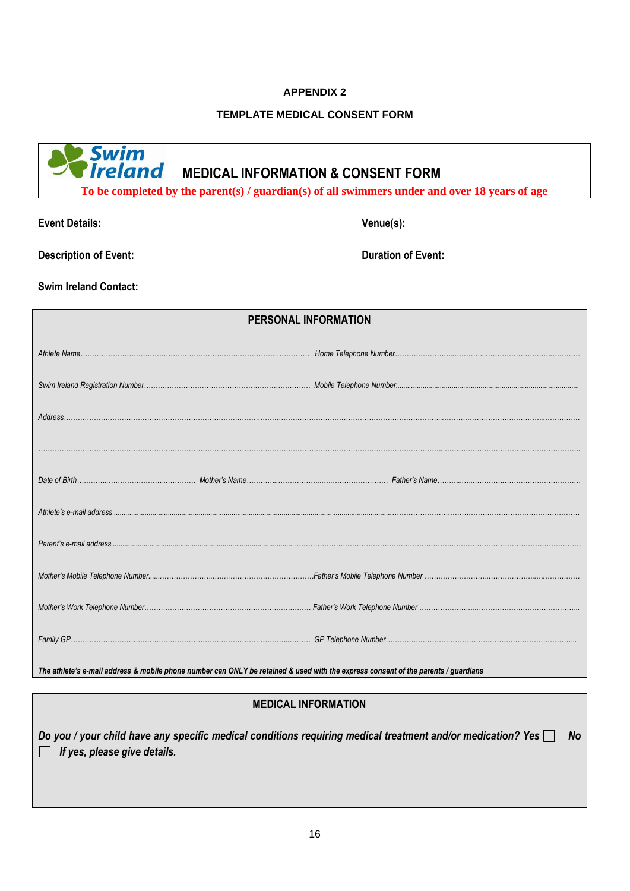**APPENDIX 2**

**TEMPLATE MEDICAL CONSENT FORM**

Swim Ireland

## MEDICAL INFORMATION & CONSENT FORM

**To be completed by the parent(s) / guardian(s) of all swimmers under and over 18 years of age**

**Event Details:** **Venue(s):**

**Description of Event:** **Duration of Event:**

**Swim Ireland Contact:**

### PERSONAL INFORMATION

*Athlete Name*……………………………………………………… *Home Telephone Number*………………………………………………

*Swim Ireland Registration Number*……………………………………… *Mobile Telephone Number*………………………………………………

*Address*……………………………………………………………………………………………………………………………

……………………………………………………………………………………………………………………………………

*Date of Birth*……………………………… *Mother's Name*……………………………… *Father's Name*………………………………

*Athlete's e-mail address* ……………………………………………………………………………………………………………

*Parent's e-mail address*……………………………………………………………………………………………………………

*Mother's Mobile Telephone Number*………………………………………*Father's Mobile Telephone Number* ………………………………

*Mother's Work Telephone Number*……………………………………… *Father's Work Telephone Number* ………………………………

*Family GP*……………………………………………………………… *GP Telephone Number*………………………………………………

***The athlete's e-mail address & mobile phone number can ONLY be retained & used with the express consent of the parents / guardians***

### MEDICAL INFORMATION

***Do you / your child have any specific medical conditions requiring medical treatment and/or medication? Yes ☐ No ☐ If yes, please give details.***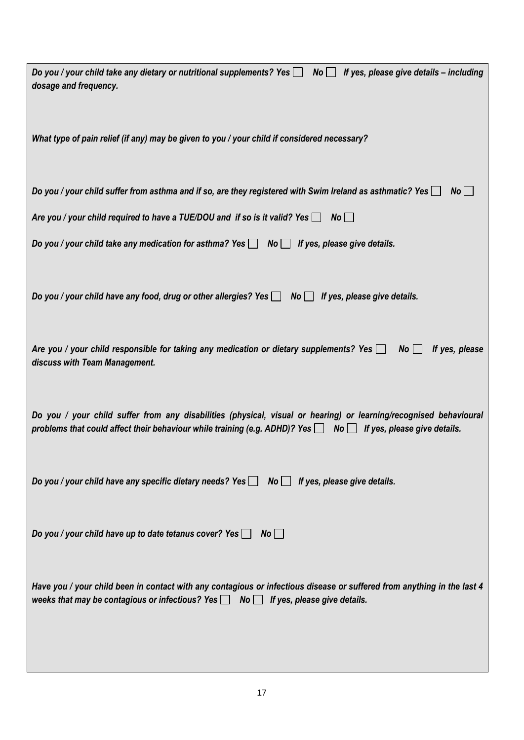*Do you / your child take any dietary or nutritional supplements? Yes ☐ No ☐ If yes, please give details – including dosage and frequency.*

*What type of pain relief (if any) may be given to you / your child if considered necessary?*

*Do you / your child suffer from asthma and if so, are they registered with Swim Ireland as asthmatic? Yes ☐ No ☐*

*Are you / your child required to have a TUE/DOU and if so is it valid? Yes ☐ No ☐*

*Do you / your child take any medication for asthma? Yes ☐ No ☐ If yes, please give details.*

*Do you / your child have any food, drug or other allergies? Yes ☐ No ☐ If yes, please give details.*

*Are you / your child responsible for taking any medication or dietary supplements? Yes ☐ No ☐ If yes, please discuss with Team Management.*

*Do you / your child suffer from any disabilities (physical, visual or hearing) or learning/recognised behavioural problems that could affect their behaviour while training (e.g. ADHD)? Yes ☐ No ☐ If yes, please give details.*

*Do you / your child have any specific dietary needs? Yes ☐ No ☐ If yes, please give details.*

*Do you / your child have up to date tetanus cover? Yes ☐ No ☐*

*Have you / your child been in contact with any contagious or infectious disease or suffered from anything in the last 4 weeks that may be contagious or infectious? Yes ☐ No ☐ If yes, please give details.*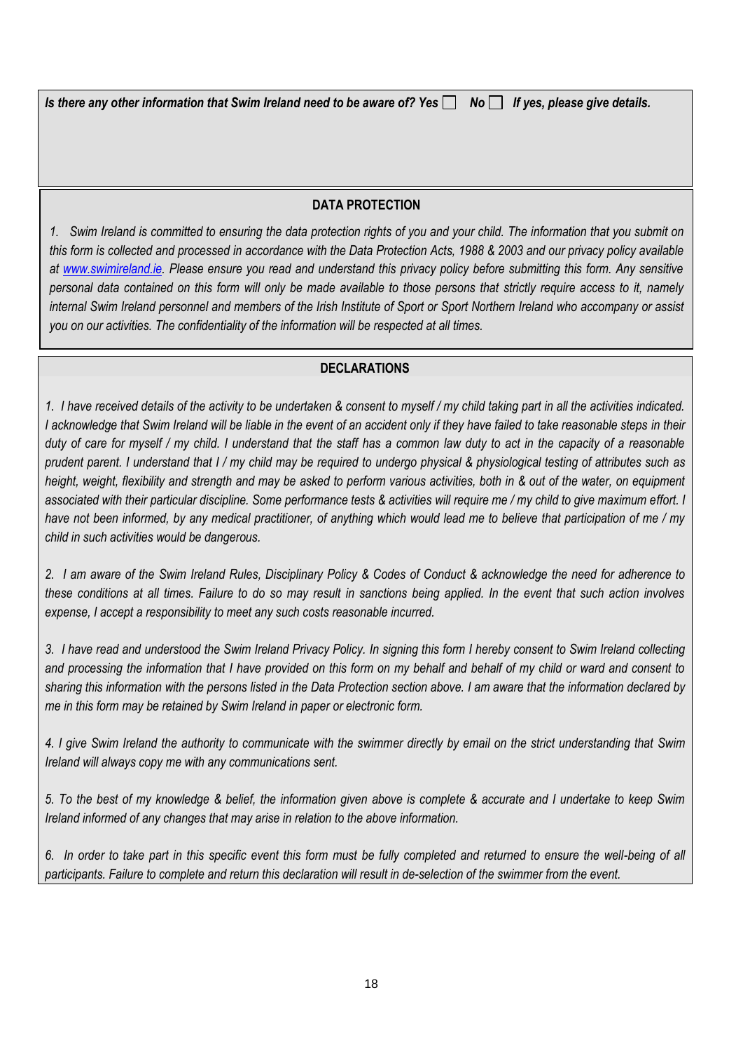***Is there any other information that Swim Ireland need to be aware of? Yes ☐ No ☐ If yes, please give details.***

## DATA PROTECTION

*1. Swim Ireland is committed to ensuring the data protection rights of you and your child. The information that you submit on this form is collected and processed in accordance with the Data Protection Acts, 1988 & 2003 and our privacy policy available at [www.swimireland.ie](http://www.swimireland.ie). Please ensure you read and understand this privacy policy before submitting this form. Any sensitive personal data contained on this form will only be made available to those persons that strictly require access to it, namely internal Swim Ireland personnel and members of the Irish Institute of Sport or Sport Northern Ireland who accompany or assist you on our activities. The confidentiality of the information will be respected at all times.*

## DECLARATIONS

*1. I have received details of the activity to be undertaken & consent to myself / my child taking part in all the activities indicated. I acknowledge that Swim Ireland will be liable in the event of an accident only if they have failed to take reasonable steps in their duty of care for myself / my child. I understand that the staff has a common law duty to act in the capacity of a reasonable prudent parent. I understand that I / my child may be required to undergo physical & physiological testing of attributes such as height, weight, flexibility and strength and may be asked to perform various activities, both in & out of the water, on equipment associated with their particular discipline. Some performance tests & activities will require me / my child to give maximum effort. I have not been informed, by any medical practitioner, of anything which would lead me to believe that participation of me / my child in such activities would be dangerous.*

*2. I am aware of the Swim Ireland Rules, Disciplinary Policy & Codes of Conduct & acknowledge the need for adherence to these conditions at all times. Failure to do so may result in sanctions being applied. In the event that such action involves expense, I accept a responsibility to meet any such costs reasonable incurred.*

*3. I have read and understood the Swim Ireland Privacy Policy. In signing this form I hereby consent to Swim Ireland collecting and processing the information that I have provided on this form on my behalf and behalf of my child or ward and consent to sharing this information with the persons listed in the Data Protection section above. I am aware that the information declared by me in this form may be retained by Swim Ireland in paper or electronic form.*

*4. I give Swim Ireland the authority to communicate with the swimmer directly by email on the strict understanding that Swim Ireland will always copy me with any communications sent.*

*5. To the best of my knowledge & belief, the information given above is complete & accurate and I undertake to keep Swim Ireland informed of any changes that may arise in relation to the above information.*

*6. In order to take part in this specific event this form must be fully completed and returned to ensure the well-being of all participants. Failure to complete and return this declaration will result in de-selection of the swimmer from the event.*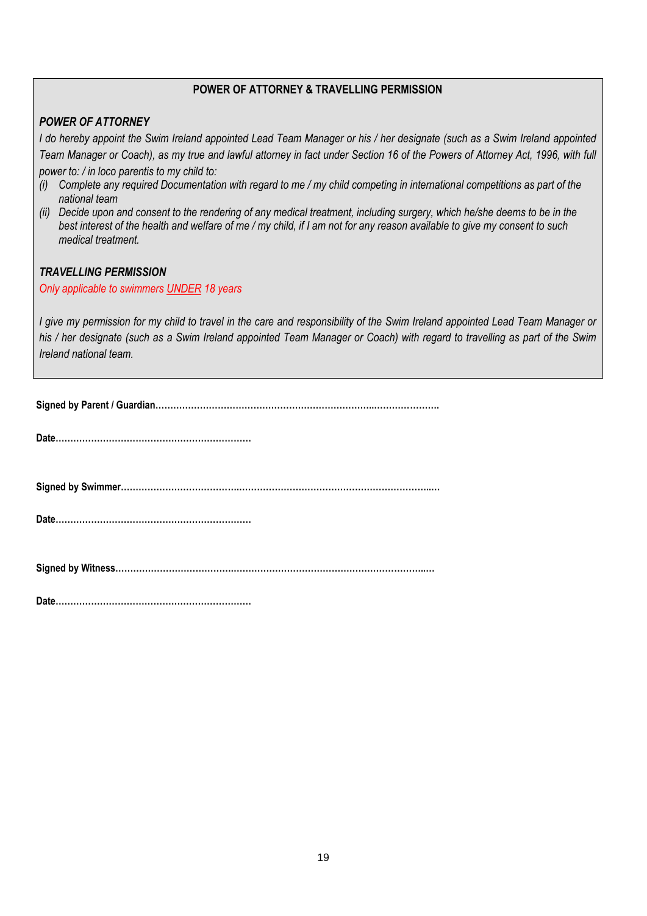**POWER OF ATTORNEY & TRAVELLING PERMISSION**

***POWER OF ATTORNEY***

*I do hereby appoint the Swim Ireland appointed Lead Team Manager or his / her designate (such as a Swim Ireland appointed Team Manager or Coach), as my true and lawful attorney in fact under Section 16 of the Powers of Attorney Act, 1996, with full power to: / in loco parentis to my child to:*

*(i) Complete any required Documentation with regard to me / my child competing in international competitions as part of the national team*

*(ii) Decide upon and consent to the rendering of any medical treatment, including surgery, which he/she deems to be in the best interest of the health and welfare of me / my child, if I am not for any reason available to give my consent to such medical treatment.*

***TRAVELLING PERMISSION***

*Only applicable to swimmers UNDER 18 years*

*I give my permission for my child to travel in the care and responsibility of the Swim Ireland appointed Lead Team Manager or his / her designate (such as a Swim Ireland appointed Team Manager or Coach) with regard to travelling as part of the Swim Ireland national team.*

**Signed by Parent / Guardian……………………………………………………………..…………………..**

**Date…………………………………………………………**

**Signed by Swimmer………………………………..…………………………………………………..…**

**Date…………………………………………………………**

**Signed by Witness………………………………..…………………………………………………..….**

**Date…………………………………………………………**